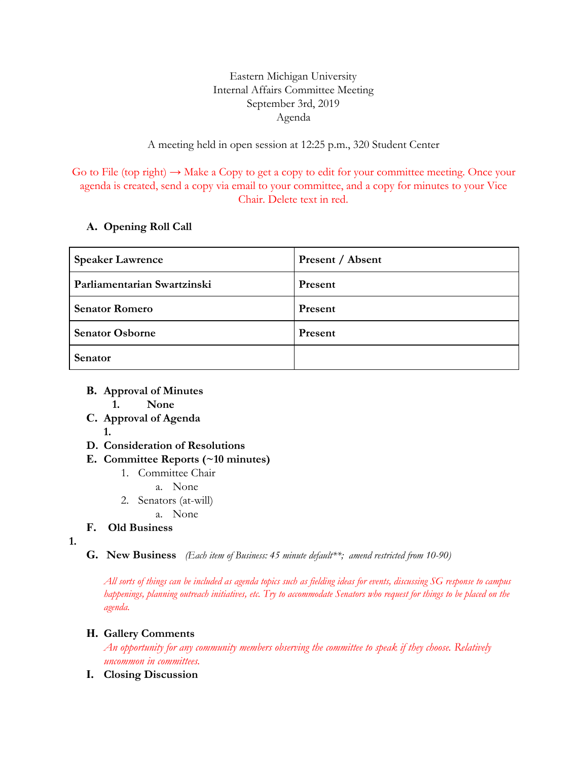Eastern Michigan University
Internal Affairs Committee Meeting
September 3rd, 2019
Agenda

A meeting held in open session at 12:25 p.m., 320 Student Center

Go to File (top right) → Make a Copy to get a copy to edit for your committee meeting. Once your agenda is created, send a copy via email to your committee, and a copy for minutes to your Vice Chair. Delete text in red.

**A. Opening Roll Call**

| **Speaker Lawrence** | **Present / Absent** |
|---|---|
| **Parliamentarian Swartzinski** | **Present** |
| **Senator Romero** | **Present** |
| **Senator Osborne** | **Present** |
| **Senator** | |

**B. Approval of Minutes**
   1. **None**

**C. Approval of Agenda**
   1.

**D. Consideration of Resolutions**

**E. Committee Reports (~10 minutes)**
   1. Committee Chair
      a. None
   2. Senators (at-will)
      a. None

**F. Old Business**

1.

**G. New Business** *(Each item of Business: 45 minute default**; amend restricted from 10-90)*

*All sorts of things can be included as agenda topics such as fielding ideas for events, discussing SG response to campus happenings, planning outreach initiatives, etc. Try to accommodate Senators who request for things to be placed on the agenda.*

**H. Gallery Comments**

*An opportunity for any community members observing the committee to speak if they choose. Relatively uncommon in committees.*

**I. Closing Discussion**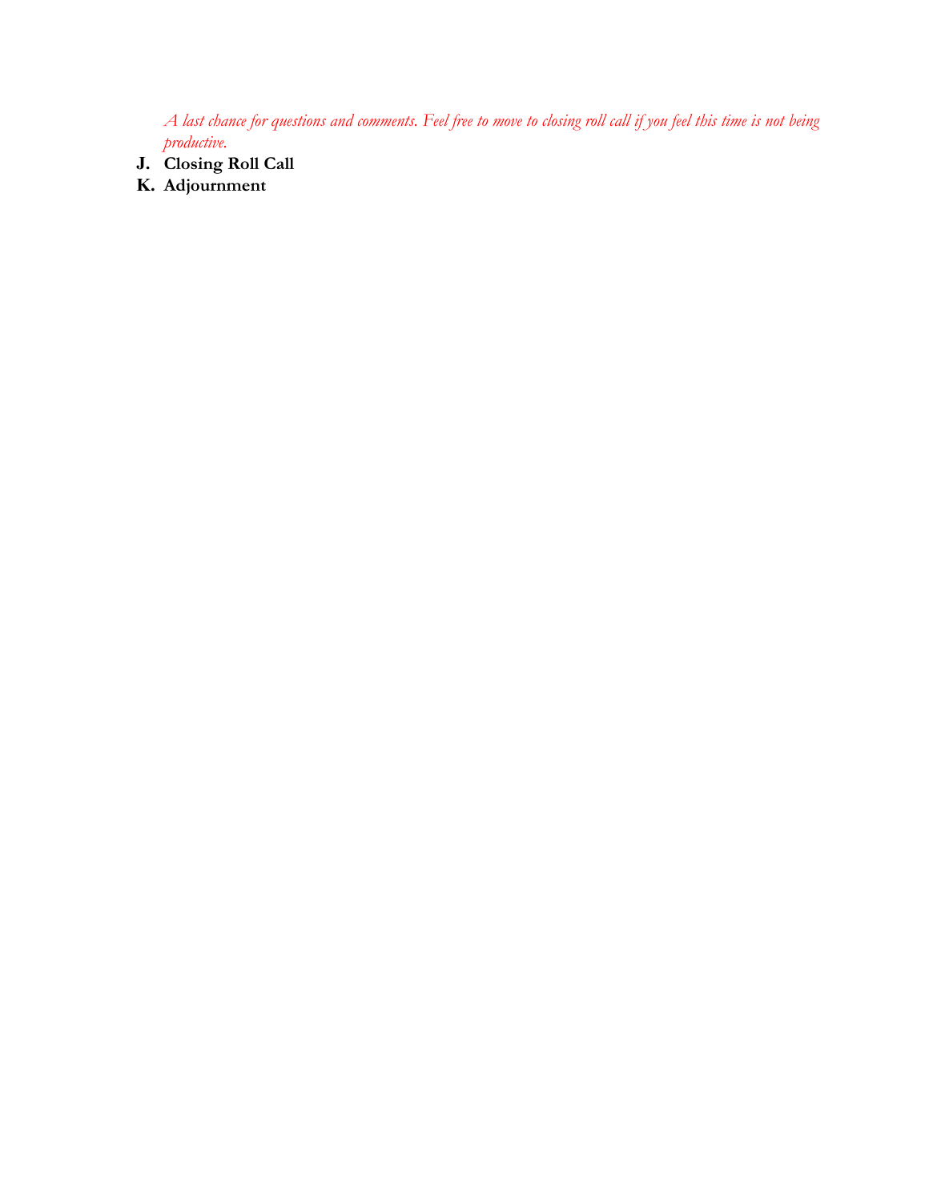*A last chance for questions and comments. Feel free to move to closing roll call if you feel this time is not being productive.*

**J. Closing Roll Call**

**K. Adjournment**